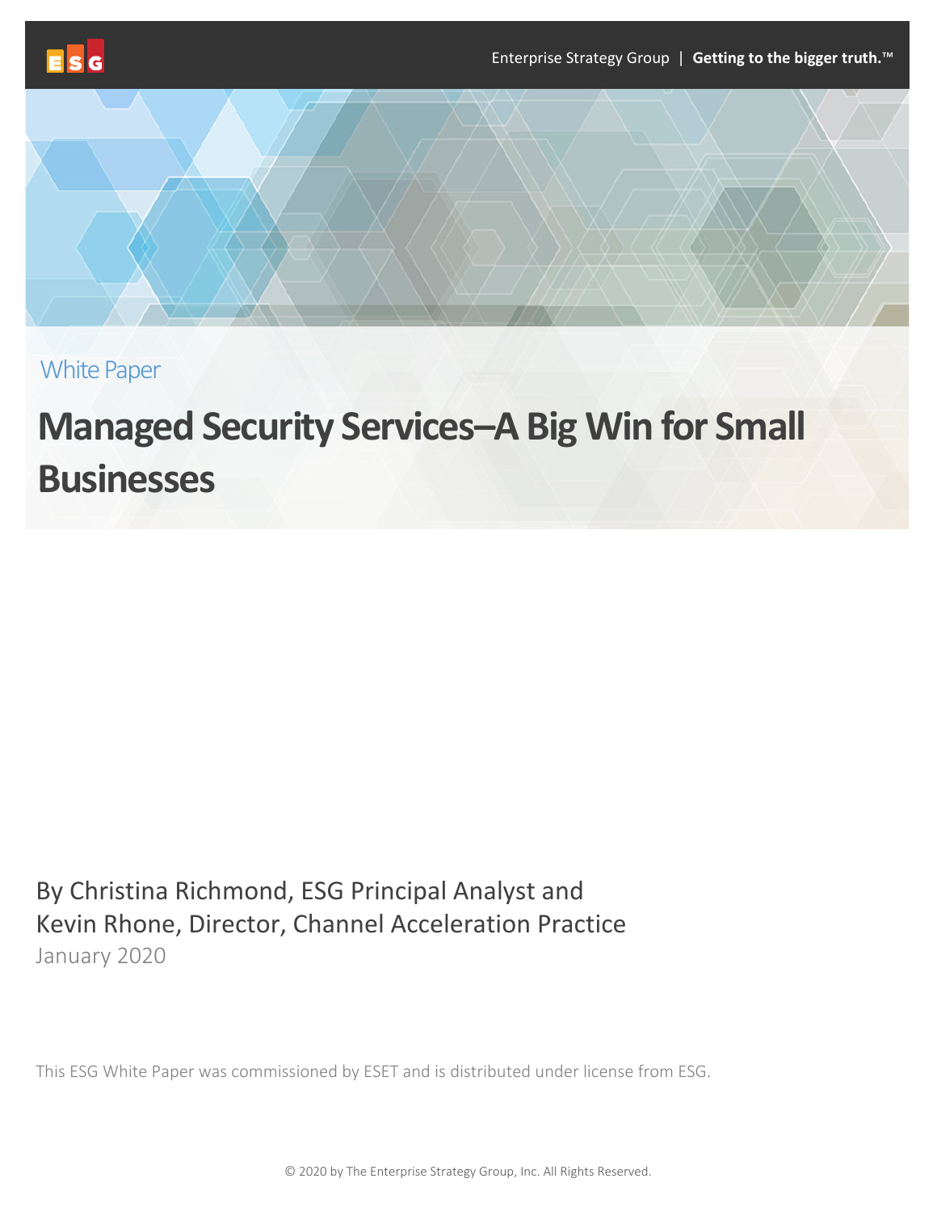White Paper

# Managed Security Services–A Big Win for Small Businesses

By Christina Richmond, ESG Principal Analyst and
Kevin Rhone, Director, Channel Acceleration Practice
January 2020

This ESG White Paper was commissioned by ESET and is distributed under license from ESG.

© 2020 by The Enterprise Strategy Group, Inc. All Rights Reserved.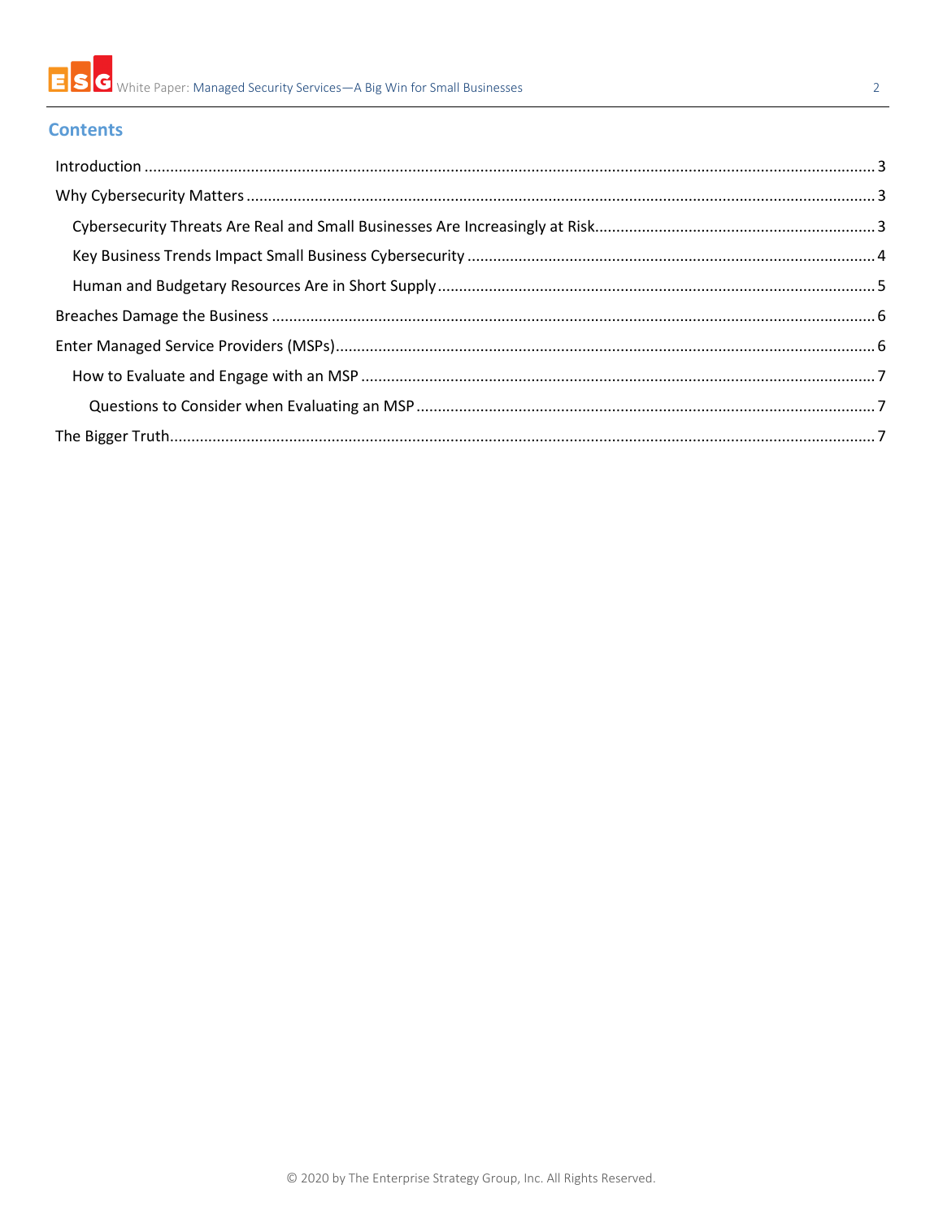## Contents

- Introduction ............ 3
- Why Cybersecurity Matters ............ 3
  - Cybersecurity Threats Are Real and Small Businesses Are Increasingly at Risk ............ 3
  - Key Business Trends Impact Small Business Cybersecurity ............ 4
  - Human and Budgetary Resources Are in Short Supply ............ 5
- Breaches Damage the Business ............ 6
- Enter Managed Service Providers (MSPs) ............ 6
  - How to Evaluate and Engage with an MSP ............ 7
    - Questions to Consider when Evaluating an MSP ............ 7
- The Bigger Truth ............ 7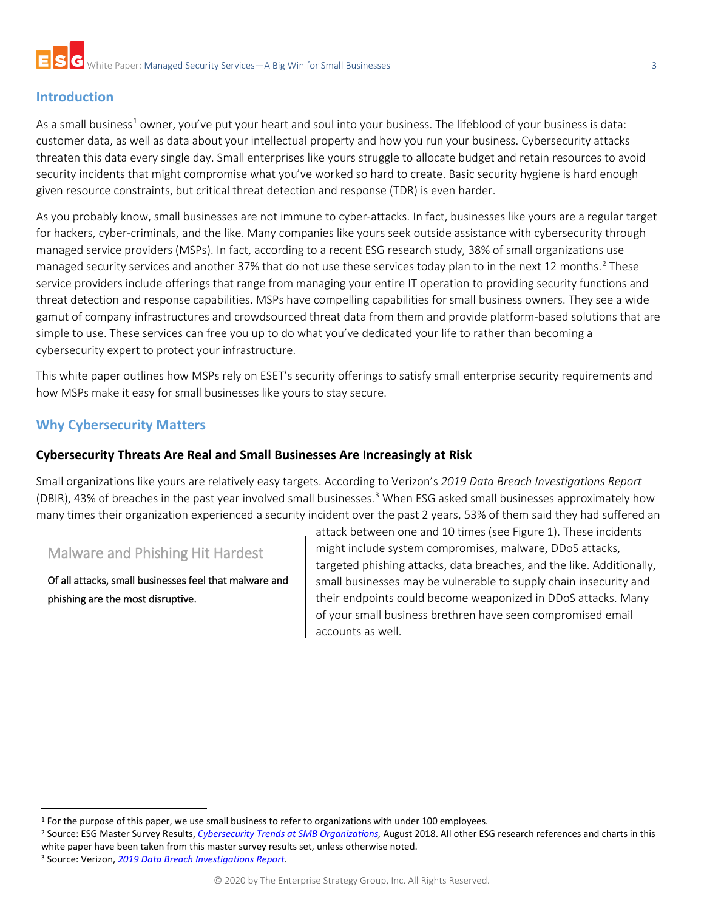## Introduction

As a small business[1] owner, you've put your heart and soul into your business. The lifeblood of your business is data: customer data, as well as data about your intellectual property and how you run your business. Cybersecurity attacks threaten this data every single day. Small enterprises like yours struggle to allocate budget and retain resources to avoid security incidents that might compromise what you've worked so hard to create. Basic security hygiene is hard enough given resource constraints, but critical threat detection and response (TDR) is even harder.

As you probably know, small businesses are not immune to cyber-attacks. In fact, businesses like yours are a regular target for hackers, cyber-criminals, and the like. Many companies like yours seek outside assistance with cybersecurity through managed service providers (MSPs). In fact, according to a recent ESG research study, 38% of small organizations use managed security services and another 37% that do not use these services today plan to in the next 12 months.[2] These service providers include offerings that range from managing your entire IT operation to providing security functions and threat detection and response capabilities. MSPs have compelling capabilities for small business owners. They see a wide gamut of company infrastructures and crowdsourced threat data from them and provide platform-based solutions that are simple to use. These services can free you up to do what you've dedicated your life to rather than becoming a cybersecurity expert to protect your infrastructure.

This white paper outlines how MSPs rely on ESET's security offerings to satisfy small enterprise security requirements and how MSPs make it easy for small businesses like yours to stay secure.

## Why Cybersecurity Matters

### Cybersecurity Threats Are Real and Small Businesses Are Increasingly at Risk

Small organizations like yours are relatively easy targets. According to Verizon's *2019 Data Breach Investigations Report* (DBIR), 43% of breaches in the past year involved small businesses.[3] When ESG asked small businesses approximately how many times their organization experienced a security incident over the past 2 years, 53% of them said they had suffered an attack between one and 10 times (see Figure 1). These incidents might include system compromises, malware, DDoS attacks, targeted phishing attacks, data breaches, and the like. Additionally, small businesses may be vulnerable to supply chain insecurity and their endpoints could become weaponized in DDoS attacks. Many of your small business brethren have seen compromised email accounts as well.

> **Malware and Phishing Hit Hardest**
>
> **Of all attacks, small businesses feel that malware and phishing are the most disruptive.**

---

[1] For the purpose of this paper, we use small business to refer to organizations with under 100 employees.

[2] Source: ESG Master Survey Results, *Cybersecurity Trends at SMB Organizations*, August 2018. All other ESG research references and charts in this white paper have been taken from this master survey results set, unless otherwise noted.

[3] Source: Verizon, *2019 Data Breach Investigations Report*.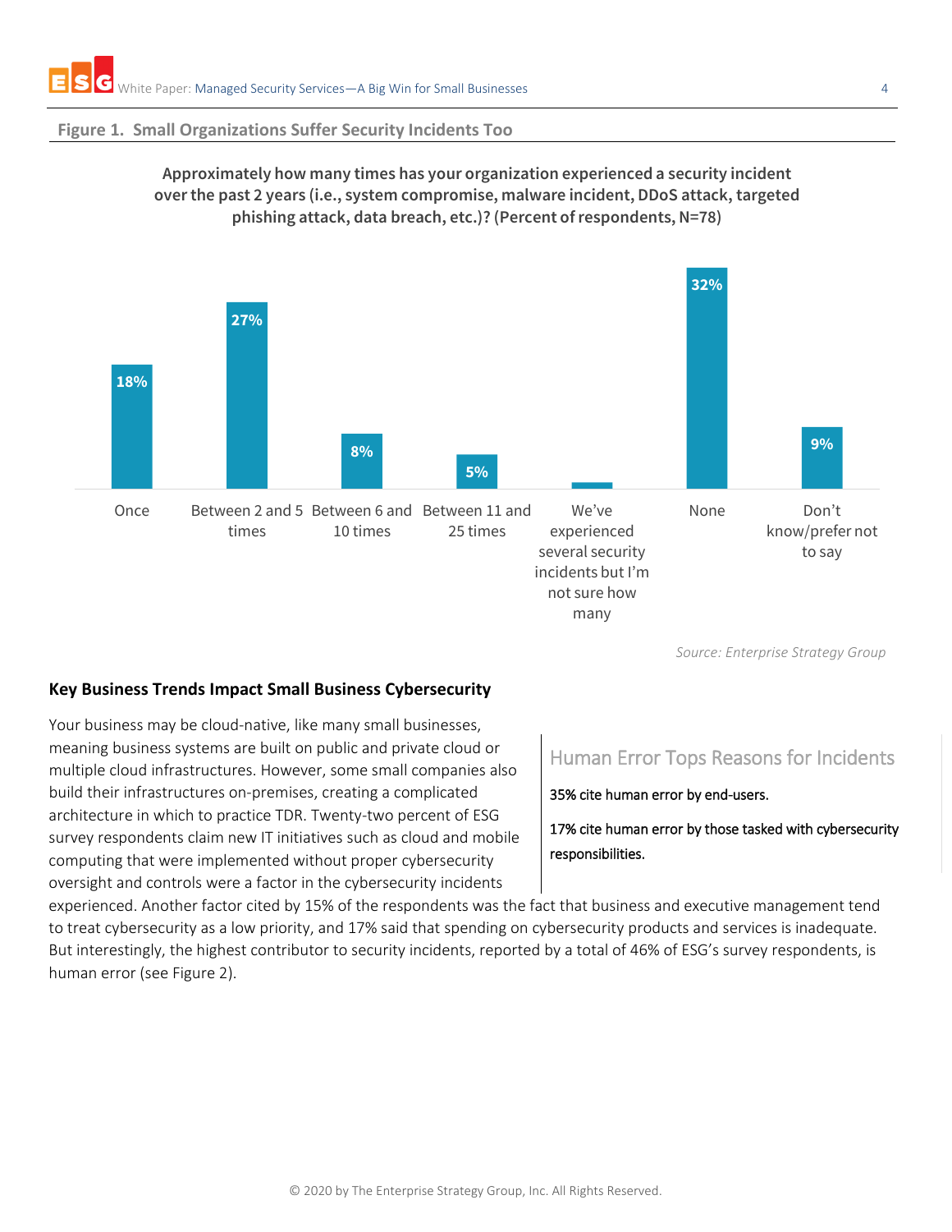**Figure 1. Small Organizations Suffer Security Incidents Too**

**Approximately how many times has your organization experienced a security incident over the past 2 years (i.e., system compromise, malware incident, DDoS attack, targeted phishing attack, data breach, etc.)? (Percent of respondents, N=78)**

| Response | Percent |
|---|---|
| Once | 18% |
| Between 2 and 5 times | 27% |
| Between 6 and 10 times | 8% |
| Between 11 and 25 times | 5% |
| We've experienced several security incidents but I'm not sure how many | |
| None | 32% |
| Don't know/prefer not to say | 9% |

*Source: Enterprise Strategy Group*

## Key Business Trends Impact Small Business Cybersecurity

Your business may be cloud-native, like many small businesses, meaning business systems are built on public and private cloud or multiple cloud infrastructures. However, some small companies also build their infrastructures on-premises, creating a complicated architecture in which to practice TDR. Twenty-two percent of ESG survey respondents claim new IT initiatives such as cloud and mobile computing that were implemented without proper cybersecurity oversight and controls were a factor in the cybersecurity incidents experienced. Another factor cited by 15% of the respondents was the fact that business and executive management tend to treat cybersecurity as a low priority, and 17% said that spending on cybersecurity products and services is inadequate. But interestingly, the highest contributor to security incidents, reported by a total of 46% of ESG's survey respondents, is human error (see Figure 2).

> **Human Error Tops Reasons for Incidents**
>
> 35% cite human error by end-users.
>
> 17% cite human error by those tasked with cybersecurity responsibilities.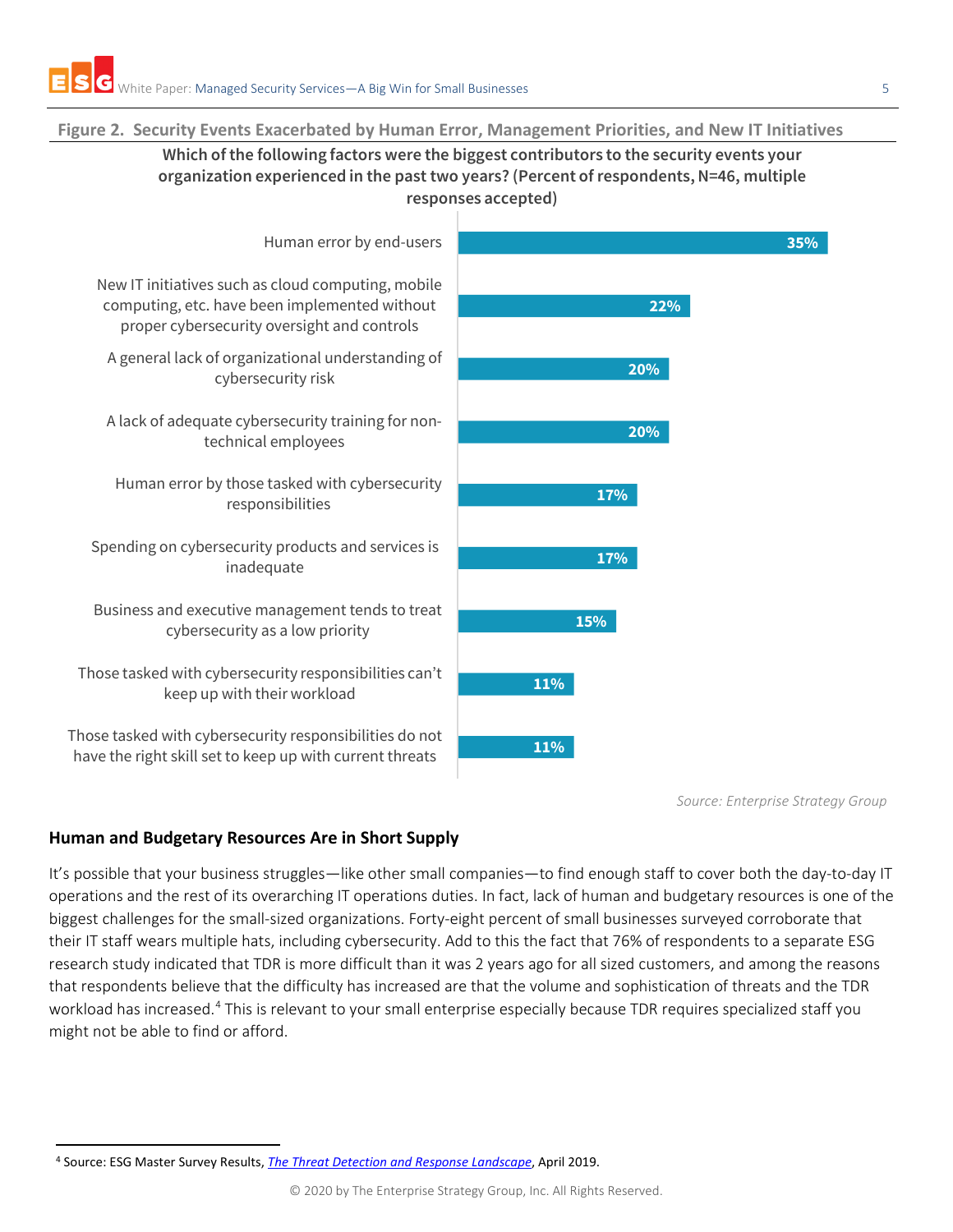**Figure 2. Security Events Exacerbated by Human Error, Management Priorities, and New IT Initiatives**

**Which of the following factors were the biggest contributors to the security events your organization experienced in the past two years? (Percent of respondents, N=46, multiple responses accepted)**

| Factor | Percent |
| --- | --- |
| Human error by end-users | 35% |
| New IT initiatives such as cloud computing, mobile computing, etc. have been implemented without proper cybersecurity oversight and controls | 22% |
| A general lack of organizational understanding of cybersecurity risk | 20% |
| A lack of adequate cybersecurity training for non-technical employees | 20% |
| Human error by those tasked with cybersecurity responsibilities | 17% |
| Spending on cybersecurity products and services is inadequate | 17% |
| Business and executive management tends to treat cybersecurity as a low priority | 15% |
| Those tasked with cybersecurity responsibilities can't keep up with their workload | 11% |
| Those tasked with cybersecurity responsibilities do not have the right skill set to keep up with current threats | 11% |

*Source: Enterprise Strategy Group*

### Human and Budgetary Resources Are in Short Supply

It's possible that your business struggles—like other small companies—to find enough staff to cover both the day-to-day IT operations and the rest of its overarching IT operations duties. In fact, lack of human and budgetary resources is one of the biggest challenges for the small-sized organizations. Forty-eight percent of small businesses surveyed corroborate that their IT staff wears multiple hats, including cybersecurity. Add to this the fact that 76% of respondents to a separate ESG research study indicated that TDR is more difficult than it was 2 years ago for all sized customers, and among the reasons that respondents believe that the difficulty has increased are that the volume and sophistication of threats and the TDR workload has increased.[4] This is relevant to your small enterprise especially because TDR requires specialized staff you might not be able to find or afford.

[4] Source: ESG Master Survey Results, *The Threat Detection and Response Landscape*, April 2019.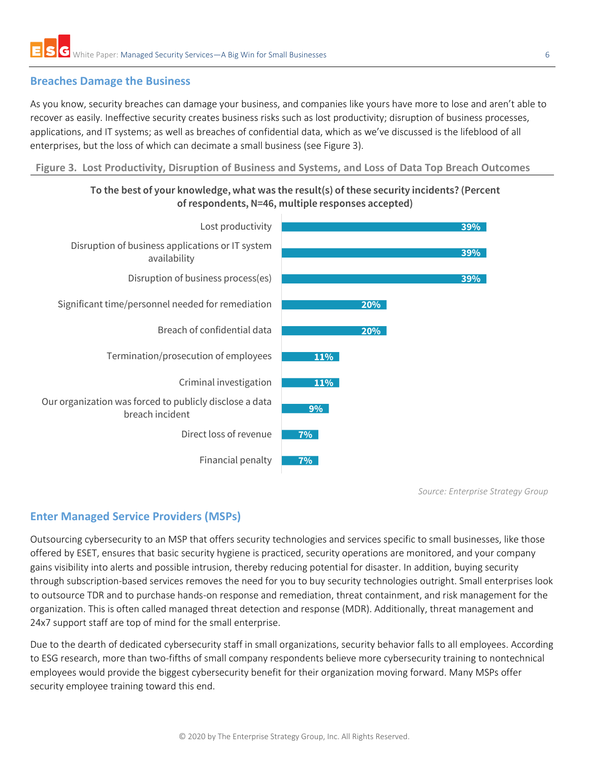## Breaches Damage the Business

As you know, security breaches can damage your business, and companies like yours have more to lose and aren't able to recover as easily. Ineffective security creates business risks such as lost productivity; disruption of business processes, applications, and IT systems; as well as breaches of confidential data, which as we've discussed is the lifeblood of all enterprises, but the loss of which can decimate a small business (see Figure 3).

**Figure 3. Lost Productivity, Disruption of Business and Systems, and Loss of Data Top Breach Outcomes**

**To the best of your knowledge, what was the result(s) of these security incidents? (Percent of respondents, N=46, multiple responses accepted)**

| Result | Percent |
|---|---|
| Lost productivity | 39% |
| Disruption of business applications or IT system availability | 39% |
| Disruption of business process(es) | 39% |
| Significant time/personnel needed for remediation | 20% |
| Breach of confidential data | 20% |
| Termination/prosecution of employees | 11% |
| Criminal investigation | 11% |
| Our organization was forced to publicly disclose a data breach incident | 9% |
| Direct loss of revenue | 7% |
| Financial penalty | 7% |

*Source: Enterprise Strategy Group*

## Enter Managed Service Providers (MSPs)

Outsourcing cybersecurity to an MSP that offers security technologies and services specific to small businesses, like those offered by ESET, ensures that basic security hygiene is practiced, security operations are monitored, and your company gains visibility into alerts and possible intrusion, thereby reducing potential for disaster. In addition, buying security through subscription-based services removes the need for you to buy security technologies outright. Small enterprises look to outsource TDR and to purchase hands-on response and remediation, threat containment, and risk management for the organization. This is often called managed threat detection and response (MDR). Additionally, threat management and 24x7 support staff are top of mind for the small enterprise.

Due to the dearth of dedicated cybersecurity staff in small organizations, security behavior falls to all employees. According to ESG research, more than two-fifths of small company respondents believe more cybersecurity training to nontechnical employees would provide the biggest cybersecurity benefit for their organization moving forward. Many MSPs offer security employee training toward this end.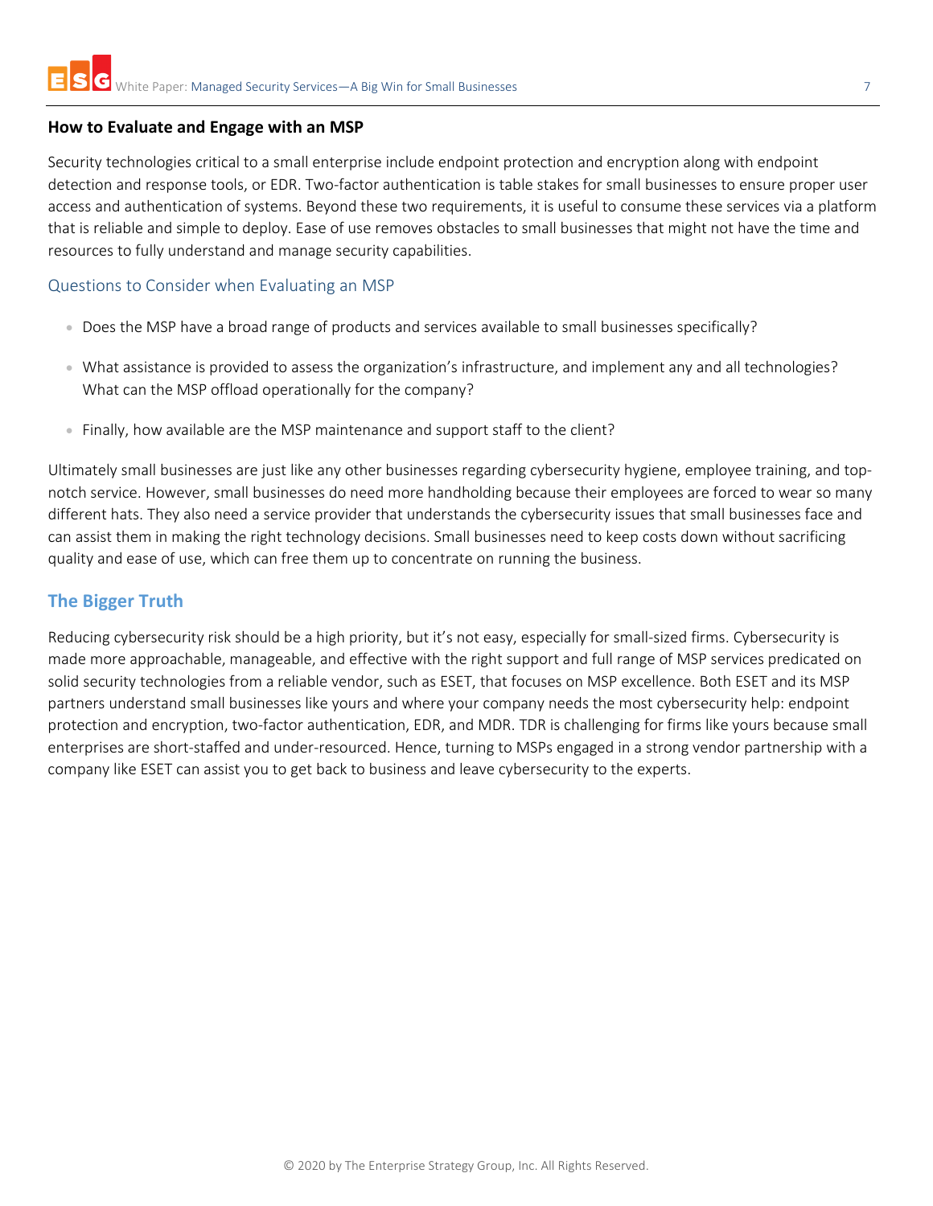### How to Evaluate and Engage with an MSP

Security technologies critical to a small enterprise include endpoint protection and encryption along with endpoint detection and response tools, or EDR. Two-factor authentication is table stakes for small businesses to ensure proper user access and authentication of systems. Beyond these two requirements, it is useful to consume these services via a platform that is reliable and simple to deploy. Ease of use removes obstacles to small businesses that might not have the time and resources to fully understand and manage security capabilities.

#### Questions to Consider when Evaluating an MSP

- Does the MSP have a broad range of products and services available to small businesses specifically?
- What assistance is provided to assess the organization's infrastructure, and implement any and all technologies? What can the MSP offload operationally for the company?
- Finally, how available are the MSP maintenance and support staff to the client?

Ultimately small businesses are just like any other businesses regarding cybersecurity hygiene, employee training, and top-notch service. However, small businesses do need more handholding because their employees are forced to wear so many different hats. They also need a service provider that understands the cybersecurity issues that small businesses face and can assist them in making the right technology decisions. Small businesses need to keep costs down without sacrificing quality and ease of use, which can free them up to concentrate on running the business.

## The Bigger Truth

Reducing cybersecurity risk should be a high priority, but it's not easy, especially for small-sized firms. Cybersecurity is made more approachable, manageable, and effective with the right support and full range of MSP services predicated on solid security technologies from a reliable vendor, such as ESET, that focuses on MSP excellence. Both ESET and its MSP partners understand small businesses like yours and where your company needs the most cybersecurity help: endpoint protection and encryption, two-factor authentication, EDR, and MDR. TDR is challenging for firms like yours because small enterprises are short-staffed and under-resourced. Hence, turning to MSPs engaged in a strong vendor partnership with a company like ESET can assist you to get back to business and leave cybersecurity to the experts.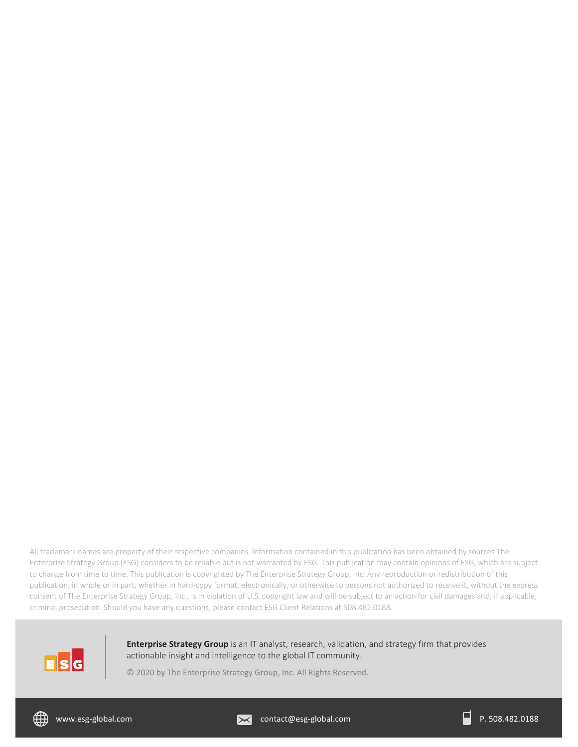All trademark names are property of their respective companies. Information contained in this publication has been obtained by sources The Enterprise Strategy Group (ESG) considers to be reliable but is not warranted by ESG. This publication may contain opinions of ESG, which are subject to change from time to time. This publication is copyrighted by The Enterprise Strategy Group, Inc. Any reproduction or redistribution of this publication, in whole or in part, whether in hard-copy format, electronically, or otherwise to persons not authorized to receive it, without the express consent of The Enterprise Strategy Group, Inc., is in violation of U.S. copyright law and will be subject to an action for civil damages and, if applicable, criminal prosecution. Should you have any questions, please contact ESG Client Relations at 508.482.0188.

ESG

**Enterprise Strategy Group** is an IT analyst, research, validation, and strategy firm that provides actionable insight and intelligence to the global IT community.

© 2020 by The Enterprise Strategy Group, Inc. All Rights Reserved.

www.esg-global.com contact@esg-global.com P. 508.482.0188